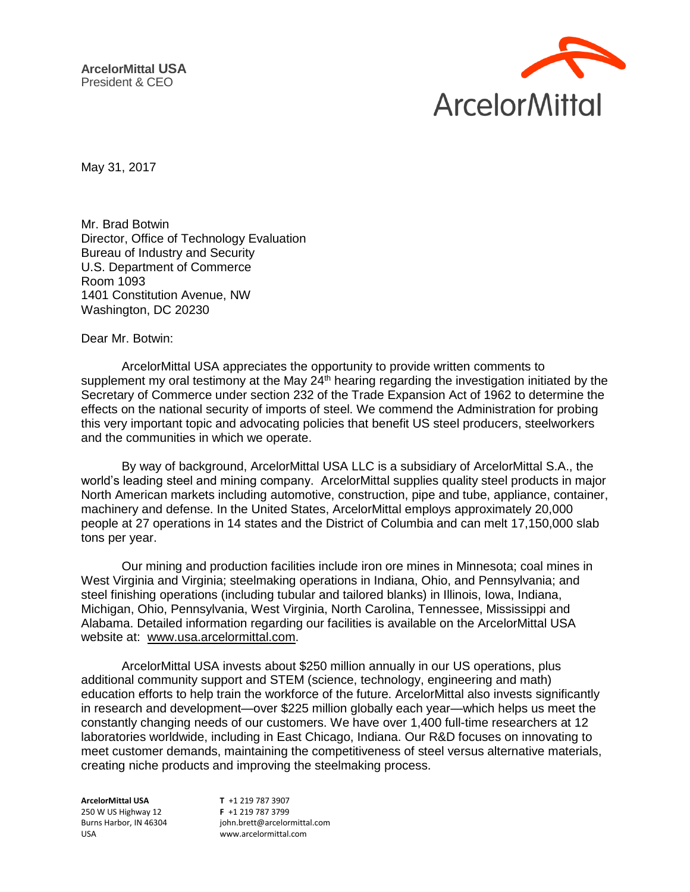**ArcelorMittal USA**
President & CEO

ArcelorMittal

May 31, 2017

Mr. Brad Botwin
Director, Office of Technology Evaluation
Bureau of Industry and Security
U.S. Department of Commerce
Room 1093
1401 Constitution Avenue, NW
Washington, DC 20230

Dear Mr. Botwin:

ArcelorMittal USA appreciates the opportunity to provide written comments to supplement my oral testimony at the May 24th hearing regarding the investigation initiated by the Secretary of Commerce under section 232 of the Trade Expansion Act of 1962 to determine the effects on the national security of imports of steel. We commend the Administration for probing this very important topic and advocating policies that benefit US steel producers, steelworkers and the communities in which we operate.

By way of background, ArcelorMittal USA LLC is a subsidiary of ArcelorMittal S.A., the world's leading steel and mining company. ArcelorMittal supplies quality steel products in major North American markets including automotive, construction, pipe and tube, appliance, container, machinery and defense. In the United States, ArcelorMittal employs approximately 20,000 people at 27 operations in 14 states and the District of Columbia and can melt 17,150,000 slab tons per year.

Our mining and production facilities include iron ore mines in Minnesota; coal mines in West Virginia and Virginia; steelmaking operations in Indiana, Ohio, and Pennsylvania; and steel finishing operations (including tubular and tailored blanks) in Illinois, Iowa, Indiana, Michigan, Ohio, Pennsylvania, West Virginia, North Carolina, Tennessee, Mississippi and Alabama. Detailed information regarding our facilities is available on the ArcelorMittal USA website at: www.usa.arcelormittal.com.

ArcelorMittal USA invests about $250 million annually in our US operations, plus additional community support and STEM (science, technology, engineering and math) education efforts to help train the workforce of the future. ArcelorMittal also invests significantly in research and development—over $225 million globally each year—which helps us meet the constantly changing needs of our customers. We have over 1,400 full-time researchers at 12 laboratories worldwide, including in East Chicago, Indiana. Our R&D focuses on innovating to meet customer demands, maintaining the competitiveness of steel versus alternative materials, creating niche products and improving the steelmaking process.

**ArcelorMittal USA**
250 W US Highway 12
Burns Harbor, IN 46304
USA

**T** +1 219 787 3907
**F** +1 219 787 3799
john.brett@arcelormittal.com
www.arcelormittal.com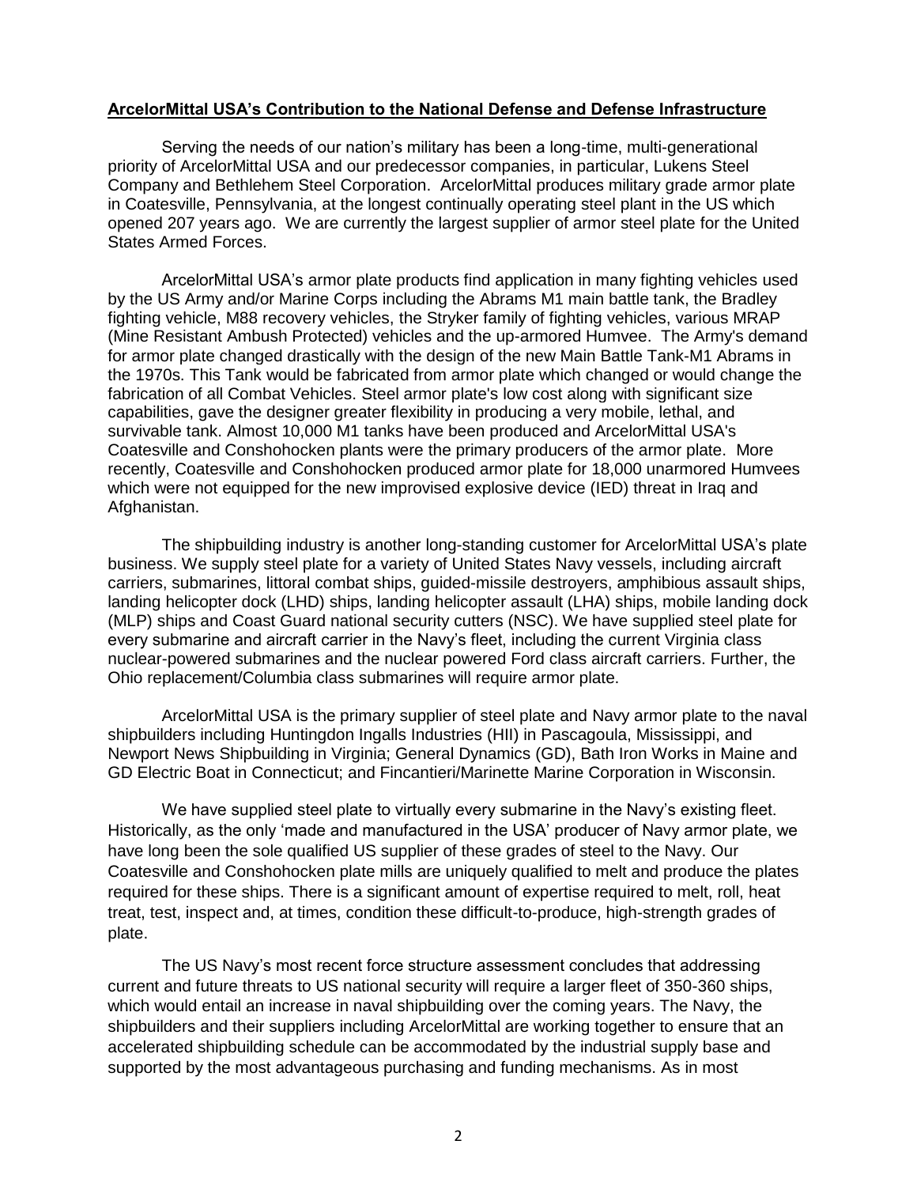**ArcelorMittal USA's Contribution to the National Defense and Defense Infrastructure**

Serving the needs of our nation's military has been a long-time, multi-generational priority of ArcelorMittal USA and our predecessor companies, in particular, Lukens Steel Company and Bethlehem Steel Corporation. ArcelorMittal produces military grade armor plate in Coatesville, Pennsylvania, at the longest continually operating steel plant in the US which opened 207 years ago. We are currently the largest supplier of armor steel plate for the United States Armed Forces.

ArcelorMittal USA's armor plate products find application in many fighting vehicles used by the US Army and/or Marine Corps including the Abrams M1 main battle tank, the Bradley fighting vehicle, M88 recovery vehicles, the Stryker family of fighting vehicles, various MRAP (Mine Resistant Ambush Protected) vehicles and the up-armored Humvee. The Army's demand for armor plate changed drastically with the design of the new Main Battle Tank-M1 Abrams in the 1970s. This Tank would be fabricated from armor plate which changed or would change the fabrication of all Combat Vehicles. Steel armor plate's low cost along with significant size capabilities, gave the designer greater flexibility in producing a very mobile, lethal, and survivable tank. Almost 10,000 M1 tanks have been produced and ArcelorMittal USA's Coatesville and Conshohocken plants were the primary producers of the armor plate. More recently, Coatesville and Conshohocken produced armor plate for 18,000 unarmored Humvees which were not equipped for the new improvised explosive device (IED) threat in Iraq and Afghanistan.

The shipbuilding industry is another long-standing customer for ArcelorMittal USA's plate business. We supply steel plate for a variety of United States Navy vessels, including aircraft carriers, submarines, littoral combat ships, guided-missile destroyers, amphibious assault ships, landing helicopter dock (LHD) ships, landing helicopter assault (LHA) ships, mobile landing dock (MLP) ships and Coast Guard national security cutters (NSC). We have supplied steel plate for every submarine and aircraft carrier in the Navy's fleet, including the current Virginia class nuclear-powered submarines and the nuclear powered Ford class aircraft carriers. Further, the Ohio replacement/Columbia class submarines will require armor plate.

ArcelorMittal USA is the primary supplier of steel plate and Navy armor plate to the naval shipbuilders including Huntingdon Ingalls Industries (HII) in Pascagoula, Mississippi, and Newport News Shipbuilding in Virginia; General Dynamics (GD), Bath Iron Works in Maine and GD Electric Boat in Connecticut; and Fincantieri/Marinette Marine Corporation in Wisconsin.

We have supplied steel plate to virtually every submarine in the Navy's existing fleet. Historically, as the only 'made and manufactured in the USA' producer of Navy armor plate, we have long been the sole qualified US supplier of these grades of steel to the Navy. Our Coatesville and Conshohocken plate mills are uniquely qualified to melt and produce the plates required for these ships. There is a significant amount of expertise required to melt, roll, heat treat, test, inspect and, at times, condition these difficult-to-produce, high-strength grades of plate.

The US Navy's most recent force structure assessment concludes that addressing current and future threats to US national security will require a larger fleet of 350-360 ships, which would entail an increase in naval shipbuilding over the coming years. The Navy, the shipbuilders and their suppliers including ArcelorMittal are working together to ensure that an accelerated shipbuilding schedule can be accommodated by the industrial supply base and supported by the most advantageous purchasing and funding mechanisms. As in most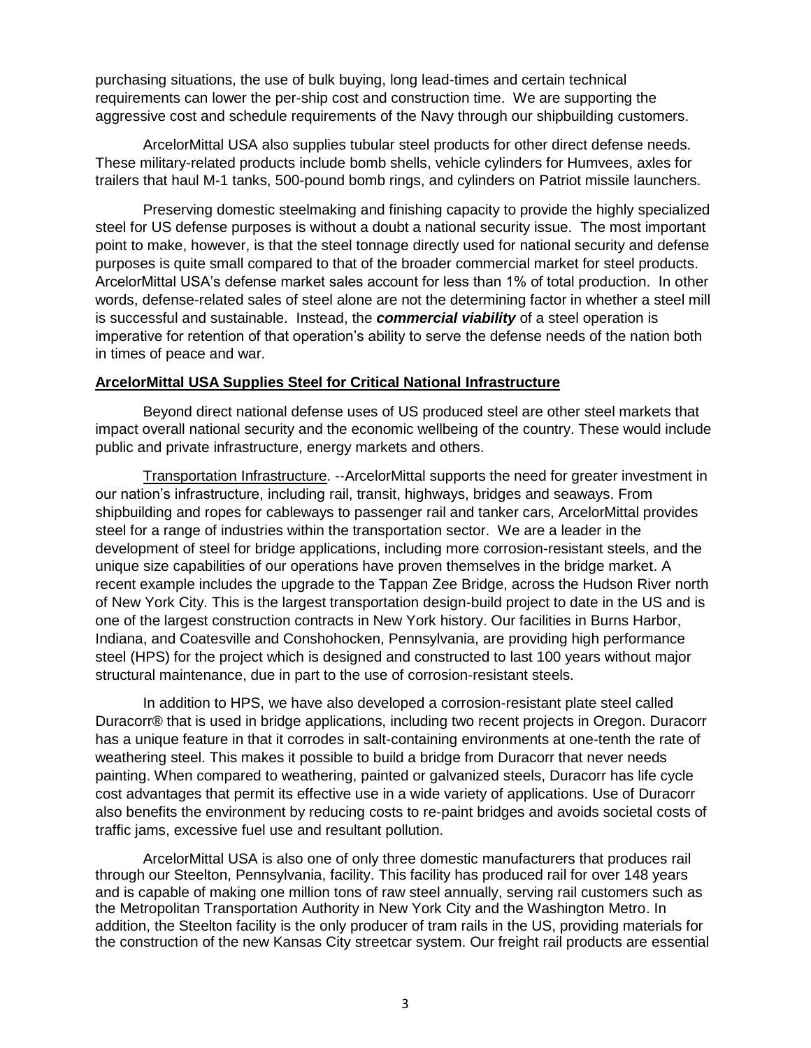purchasing situations, the use of bulk buying, long lead-times and certain technical requirements can lower the per-ship cost and construction time. We are supporting the aggressive cost and schedule requirements of the Navy through our shipbuilding customers.

ArcelorMittal USA also supplies tubular steel products for other direct defense needs. These military-related products include bomb shells, vehicle cylinders for Humvees, axles for trailers that haul M-1 tanks, 500-pound bomb rings, and cylinders on Patriot missile launchers.

Preserving domestic steelmaking and finishing capacity to provide the highly specialized steel for US defense purposes is without a doubt a national security issue. The most important point to make, however, is that the steel tonnage directly used for national security and defense purposes is quite small compared to that of the broader commercial market for steel products. ArcelorMittal USA's defense market sales account for less than 1% of total production. In other words, defense-related sales of steel alone are not the determining factor in whether a steel mill is successful and sustainable. Instead, the ***commercial viability*** of a steel operation is imperative for retention of that operation's ability to serve the defense needs of the nation both in times of peace and war.

## ArcelorMittal USA Supplies Steel for Critical National Infrastructure

Beyond direct national defense uses of US produced steel are other steel markets that impact overall national security and the economic wellbeing of the country. These would include public and private infrastructure, energy markets and others.

Transportation Infrastructure. --ArcelorMittal supports the need for greater investment in our nation's infrastructure, including rail, transit, highways, bridges and seaways. From shipbuilding and ropes for cableways to passenger rail and tanker cars, ArcelorMittal provides steel for a range of industries within the transportation sector. We are a leader in the development of steel for bridge applications, including more corrosion-resistant steels, and the unique size capabilities of our operations have proven themselves in the bridge market. A recent example includes the upgrade to the Tappan Zee Bridge, across the Hudson River north of New York City. This is the largest transportation design-build project to date in the US and is one of the largest construction contracts in New York history. Our facilities in Burns Harbor, Indiana, and Coatesville and Conshohocken, Pennsylvania, are providing high performance steel (HPS) for the project which is designed and constructed to last 100 years without major structural maintenance, due in part to the use of corrosion-resistant steels.

In addition to HPS, we have also developed a corrosion-resistant plate steel called Duracorr® that is used in bridge applications, including two recent projects in Oregon. Duracorr has a unique feature in that it corrodes in salt-containing environments at one-tenth the rate of weathering steel. This makes it possible to build a bridge from Duracorr that never needs painting. When compared to weathering, painted or galvanized steels, Duracorr has life cycle cost advantages that permit its effective use in a wide variety of applications. Use of Duracorr also benefits the environment by reducing costs to re-paint bridges and avoids societal costs of traffic jams, excessive fuel use and resultant pollution.

ArcelorMittal USA is also one of only three domestic manufacturers that produces rail through our Steelton, Pennsylvania, facility. This facility has produced rail for over 148 years and is capable of making one million tons of raw steel annually, serving rail customers such as the Metropolitan Transportation Authority in New York City and the Washington Metro. In addition, the Steelton facility is the only producer of tram rails in the US, providing materials for the construction of the new Kansas City streetcar system. Our freight rail products are essential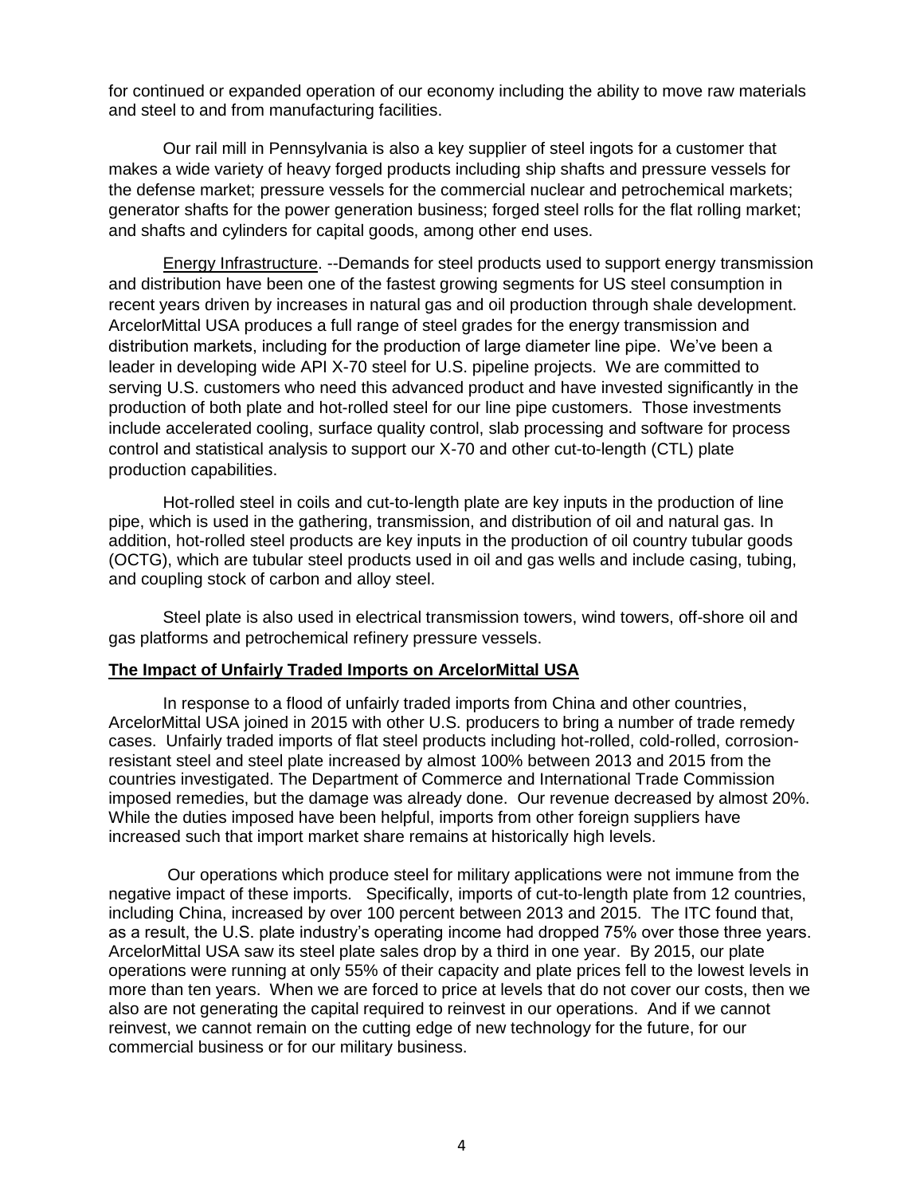for continued or expanded operation of our economy including the ability to move raw materials and steel to and from manufacturing facilities.

Our rail mill in Pennsylvania is also a key supplier of steel ingots for a customer that makes a wide variety of heavy forged products including ship shafts and pressure vessels for the defense market; pressure vessels for the commercial nuclear and petrochemical markets; generator shafts for the power generation business; forged steel rolls for the flat rolling market; and shafts and cylinders for capital goods, among other end uses.

<u>Energy Infrastructure</u>. --Demands for steel products used to support energy transmission and distribution have been one of the fastest growing segments for US steel consumption in recent years driven by increases in natural gas and oil production through shale development. ArcelorMittal USA produces a full range of steel grades for the energy transmission and distribution markets, including for the production of large diameter line pipe. We've been a leader in developing wide API X-70 steel for U.S. pipeline projects. We are committed to serving U.S. customers who need this advanced product and have invested significantly in the production of both plate and hot-rolled steel for our line pipe customers. Those investments include accelerated cooling, surface quality control, slab processing and software for process control and statistical analysis to support our X-70 and other cut-to-length (CTL) plate production capabilities.

Hot-rolled steel in coils and cut-to-length plate are key inputs in the production of line pipe, which is used in the gathering, transmission, and distribution of oil and natural gas. In addition, hot-rolled steel products are key inputs in the production of oil country tubular goods (OCTG), which are tubular steel products used in oil and gas wells and include casing, tubing, and coupling stock of carbon and alloy steel.

Steel plate is also used in electrical transmission towers, wind towers, off-shore oil and gas platforms and petrochemical refinery pressure vessels.

**<u>The Impact of Unfairly Traded Imports on ArcelorMittal USA</u>**

In response to a flood of unfairly traded imports from China and other countries, ArcelorMittal USA joined in 2015 with other U.S. producers to bring a number of trade remedy cases. Unfairly traded imports of flat steel products including hot-rolled, cold-rolled, corrosion-resistant steel and steel plate increased by almost 100% between 2013 and 2015 from the countries investigated. The Department of Commerce and International Trade Commission imposed remedies, but the damage was already done. Our revenue decreased by almost 20%. While the duties imposed have been helpful, imports from other foreign suppliers have increased such that import market share remains at historically high levels.

Our operations which produce steel for military applications were not immune from the negative impact of these imports. Specifically, imports of cut-to-length plate from 12 countries, including China, increased by over 100 percent between 2013 and 2015. The ITC found that, as a result, the U.S. plate industry's operating income had dropped 75% over those three years. ArcelorMittal USA saw its steel plate sales drop by a third in one year. By 2015, our plate operations were running at only 55% of their capacity and plate prices fell to the lowest levels in more than ten years. When we are forced to price at levels that do not cover our costs, then we also are not generating the capital required to reinvest in our operations. And if we cannot reinvest, we cannot remain on the cutting edge of new technology for the future, for our commercial business or for our military business.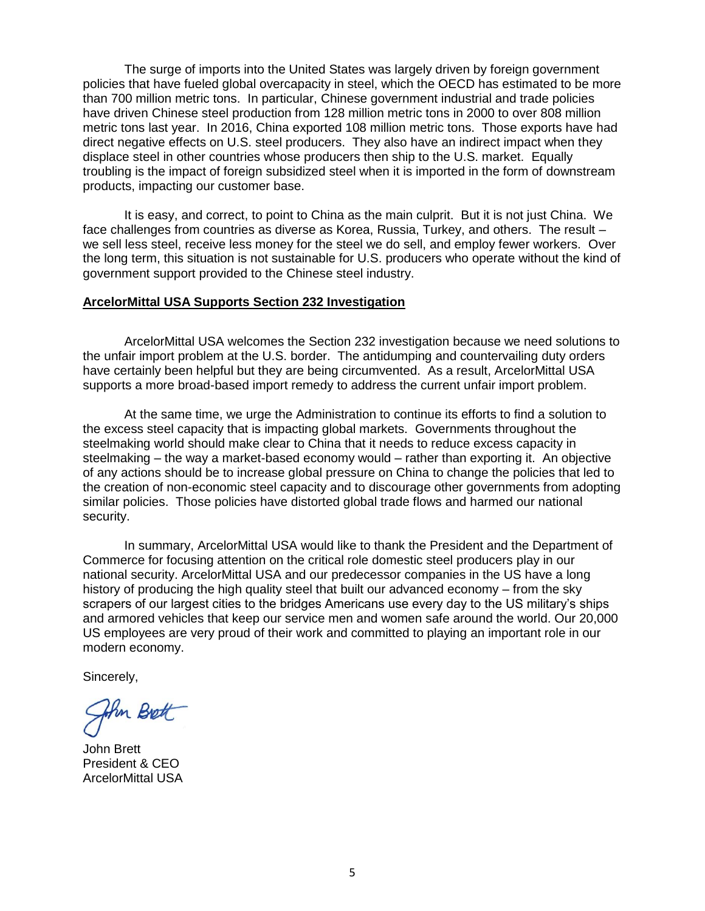The surge of imports into the United States was largely driven by foreign government policies that have fueled global overcapacity in steel, which the OECD has estimated to be more than 700 million metric tons. In particular, Chinese government industrial and trade policies have driven Chinese steel production from 128 million metric tons in 2000 to over 808 million metric tons last year. In 2016, China exported 108 million metric tons. Those exports have had direct negative effects on U.S. steel producers. They also have an indirect impact when they displace steel in other countries whose producers then ship to the U.S. market. Equally troubling is the impact of foreign subsidized steel when it is imported in the form of downstream products, impacting our customer base.

It is easy, and correct, to point to China as the main culprit. But it is not just China. We face challenges from countries as diverse as Korea, Russia, Turkey, and others. The result – we sell less steel, receive less money for the steel we do sell, and employ fewer workers. Over the long term, this situation is not sustainable for U.S. producers who operate without the kind of government support provided to the Chinese steel industry.

**ArcelorMittal USA Supports Section 232 Investigation**

ArcelorMittal USA welcomes the Section 232 investigation because we need solutions to the unfair import problem at the U.S. border. The antidumping and countervailing duty orders have certainly been helpful but they are being circumvented. As a result, ArcelorMittal USA supports a more broad-based import remedy to address the current unfair import problem.

At the same time, we urge the Administration to continue its efforts to find a solution to the excess steel capacity that is impacting global markets. Governments throughout the steelmaking world should make clear to China that it needs to reduce excess capacity in steelmaking – the way a market-based economy would – rather than exporting it. An objective of any actions should be to increase global pressure on China to change the policies that led to the creation of non-economic steel capacity and to discourage other governments from adopting similar policies. Those policies have distorted global trade flows and harmed our national security.

In summary, ArcelorMittal USA would like to thank the President and the Department of Commerce for focusing attention on the critical role domestic steel producers play in our national security. ArcelorMittal USA and our predecessor companies in the US have a long history of producing the high quality steel that built our advanced economy – from the sky scrapers of our largest cities to the bridges Americans use every day to the US military's ships and armored vehicles that keep our service men and women safe around the world. Our 20,000 US employees are very proud of their work and committed to playing an important role in our modern economy.

Sincerely,

John Brett

John Brett
President & CEO
ArcelorMittal USA